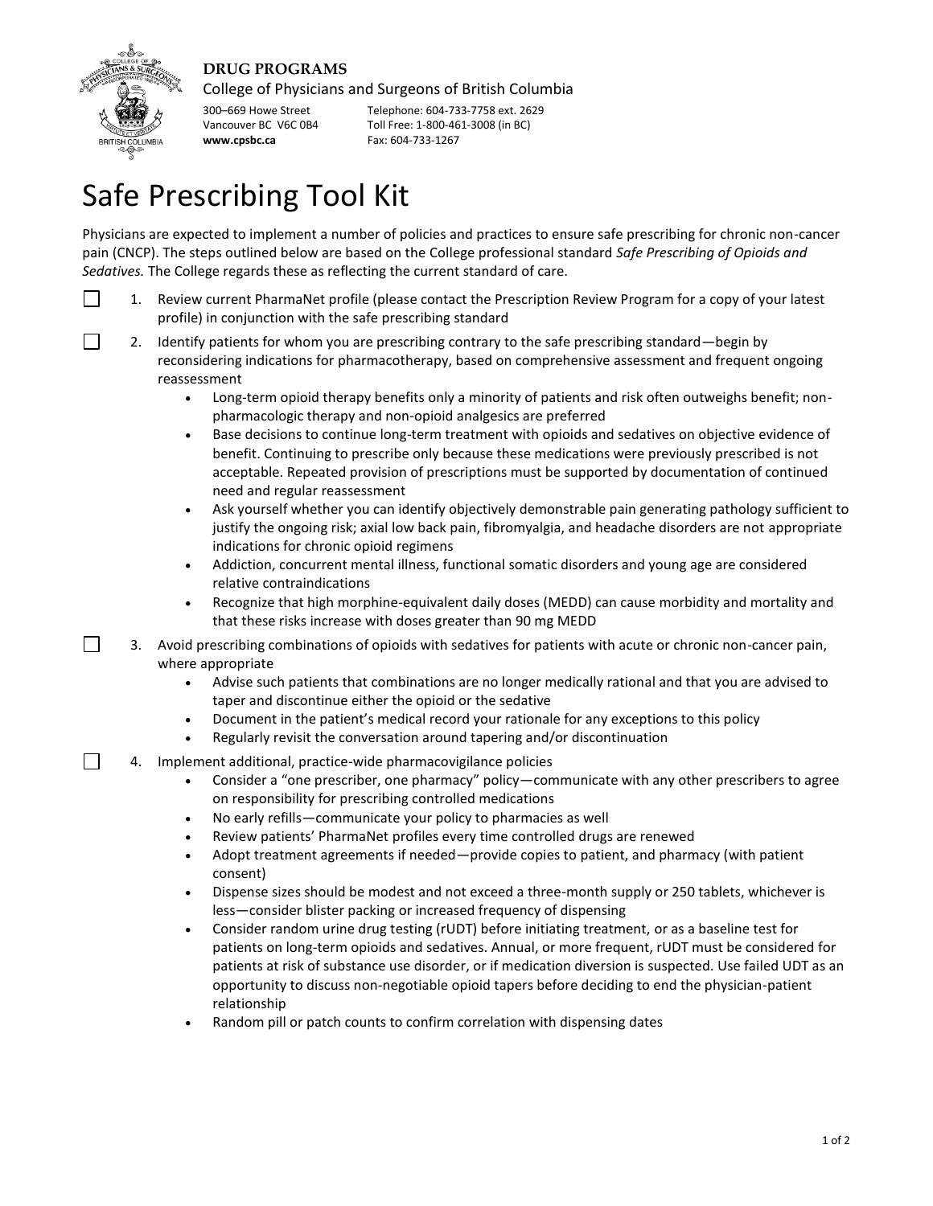**DRUG PROGRAMS**

College of Physicians and Surgeons of British Columbia

300–669 Howe Street
Vancouver BC V6C 0B4
**www.cpsbc.ca**

Telephone: 604-733-7758 ext. 2629
Toll Free: 1-800-461-3008 (in BC)
Fax: 604-733-1267

# Safe Prescribing Tool Kit

Physicians are expected to implement a number of policies and practices to ensure safe prescribing for chronic non-cancer pain (CNCP). The steps outlined below are based on the College professional standard *Safe Prescribing of Opioids and Sedatives.* The College regards these as reflecting the current standard of care.

- [ ] 1. Review current PharmaNet profile (please contact the Prescription Review Program for a copy of your latest profile) in conjunction with the safe prescribing standard
- [ ] 2. Identify patients for whom you are prescribing contrary to the safe prescribing standard—begin by reconsidering indications for pharmacotherapy, based on comprehensive assessment and frequent ongoing reassessment
  - Long-term opioid therapy benefits only a minority of patients and risk often outweighs benefit; non-pharmacologic therapy and non-opioid analgesics are preferred
  - Base decisions to continue long-term treatment with opioids and sedatives on objective evidence of benefit. Continuing to prescribe only because these medications were previously prescribed is not acceptable. Repeated provision of prescriptions must be supported by documentation of continued need and regular reassessment
  - Ask yourself whether you can identify objectively demonstrable pain generating pathology sufficient to justify the ongoing risk; axial low back pain, fibromyalgia, and headache disorders are not appropriate indications for chronic opioid regimens
  - Addiction, concurrent mental illness, functional somatic disorders and young age are considered relative contraindications
  - Recognize that high morphine-equivalent daily doses (MEDD) can cause morbidity and mortality and that these risks increase with doses greater than 90 mg MEDD
- [ ] 3. Avoid prescribing combinations of opioids with sedatives for patients with acute or chronic non-cancer pain, where appropriate
  - Advise such patients that combinations are no longer medically rational and that you are advised to taper and discontinue either the opioid or the sedative
  - Document in the patient's medical record your rationale for any exceptions to this policy
  - Regularly revisit the conversation around tapering and/or discontinuation
- [ ] 4. Implement additional, practice-wide pharmacovigilance policies
  - Consider a "one prescriber, one pharmacy" policy—communicate with any other prescribers to agree on responsibility for prescribing controlled medications
  - No early refills—communicate your policy to pharmacies as well
  - Review patients' PharmaNet profiles every time controlled drugs are renewed
  - Adopt treatment agreements if needed—provide copies to patient, and pharmacy (with patient consent)
  - Dispense sizes should be modest and not exceed a three-month supply or 250 tablets, whichever is less—consider blister packing or increased frequency of dispensing
  - Consider random urine drug testing (rUDT) before initiating treatment, or as a baseline test for patients on long-term opioids and sedatives. Annual, or more frequent, rUDT must be considered for patients at risk of substance use disorder, or if medication diversion is suspected. Use failed UDT as an opportunity to discuss non-negotiable opioid tapers before deciding to end the physician-patient relationship
  - Random pill or patch counts to confirm correlation with dispensing dates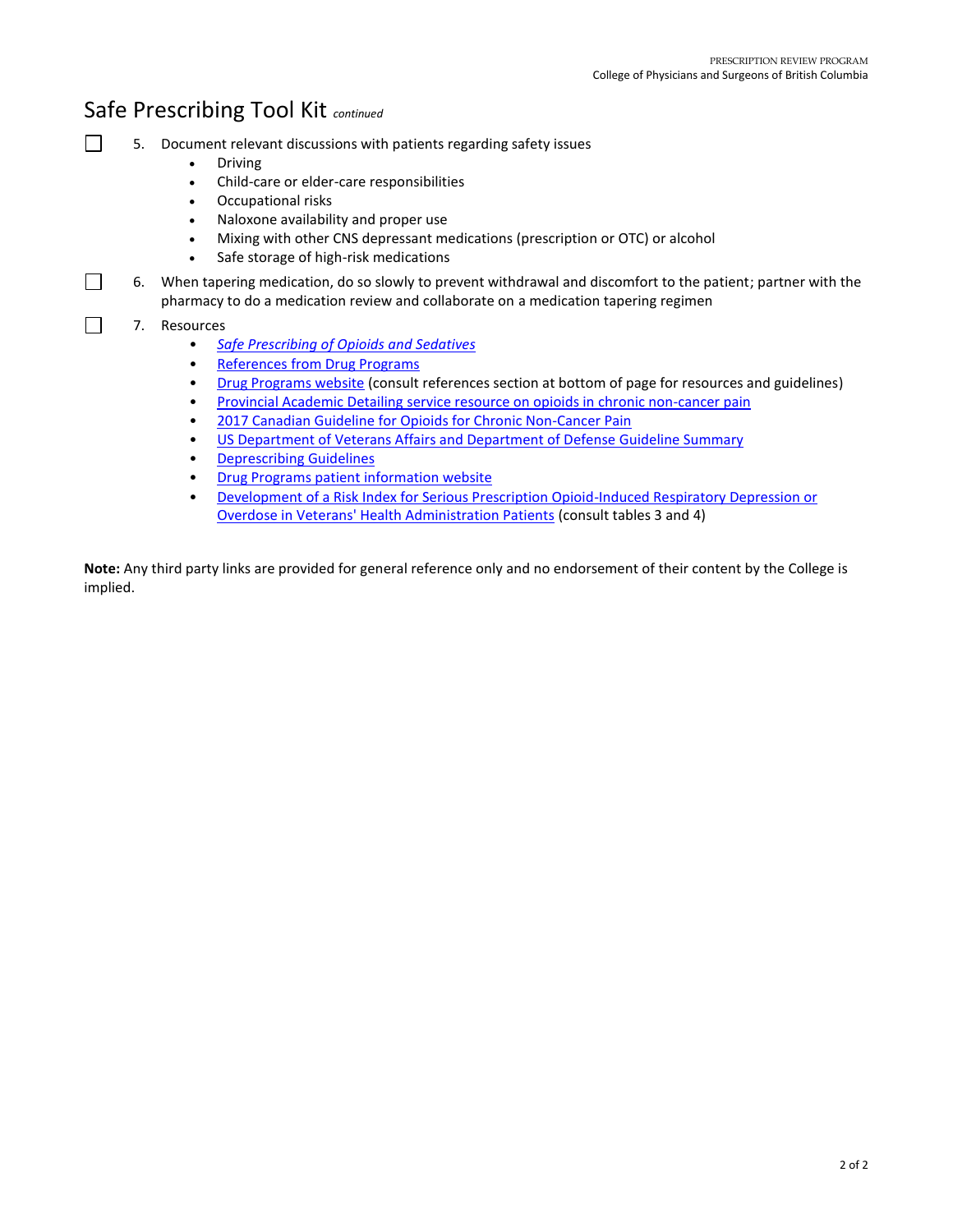# Safe Prescribing Tool Kit *continued*

- [ ] 5. Document relevant discussions with patients regarding safety issues
  - Driving
  - Child-care or elder-care responsibilities
  - Occupational risks
  - Naloxone availability and proper use
  - Mixing with other CNS depressant medications (prescription or OTC) or alcohol
  - Safe storage of high-risk medications
- [ ] 6. When tapering medication, do so slowly to prevent withdrawal and discomfort to the patient; partner with the pharmacy to do a medication review and collaborate on a medication tapering regimen
- [ ] 7. Resources
  - *Safe Prescribing of Opioids and Sedatives*
  - References from Drug Programs
  - Drug Programs website (consult references section at bottom of page for resources and guidelines)
  - Provincial Academic Detailing service resource on opioids in chronic non-cancer pain
  - 2017 Canadian Guideline for Opioids for Chronic Non-Cancer Pain
  - US Department of Veterans Affairs and Department of Defense Guideline Summary
  - Deprescribing Guidelines
  - Drug Programs patient information website
  - Development of a Risk Index for Serious Prescription Opioid-Induced Respiratory Depression or Overdose in Veterans' Health Administration Patients (consult tables 3 and 4)

**Note:** Any third party links are provided for general reference only and no endorsement of their content by the College is implied.